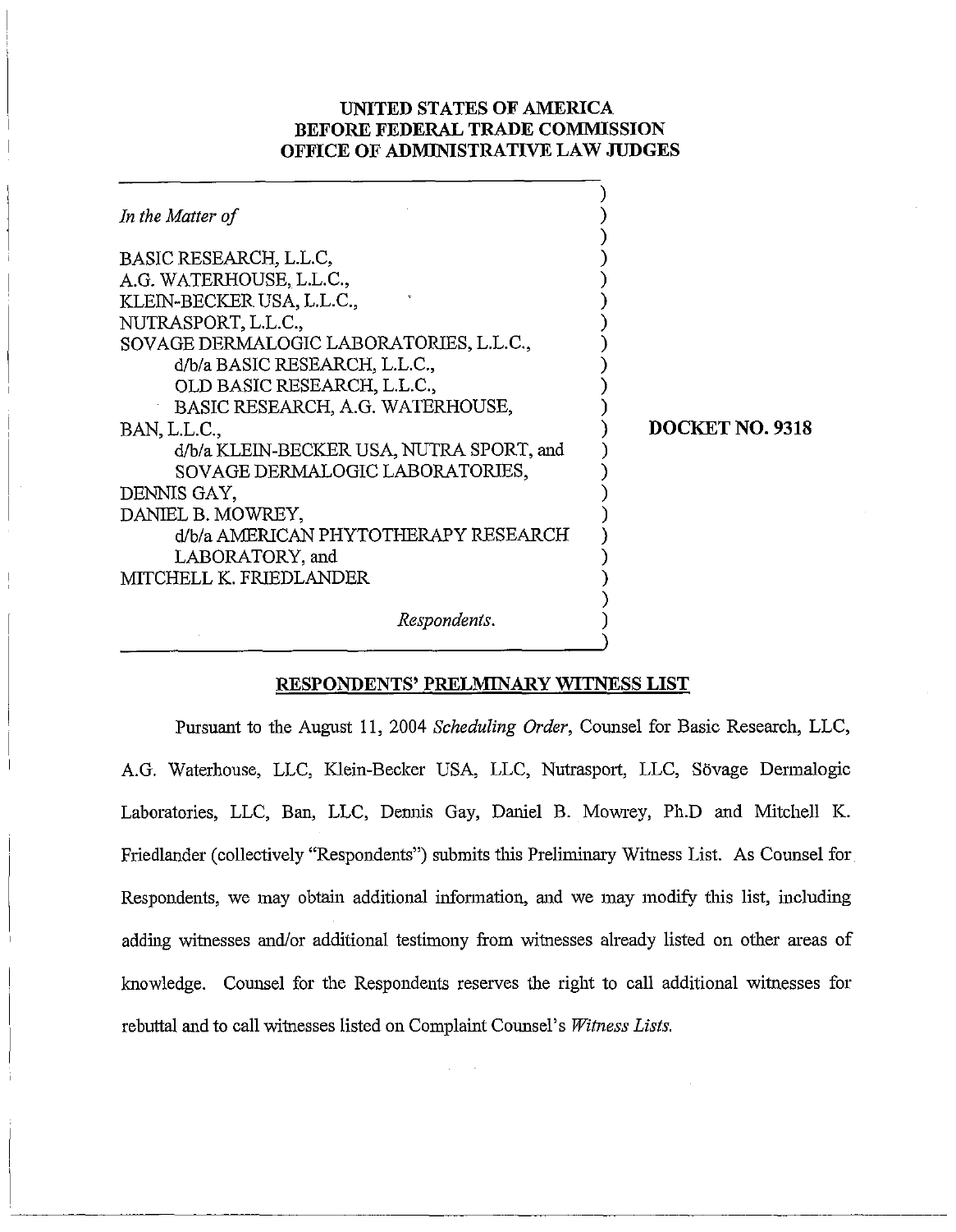**UNITED STATES OF AMERICA**
**BEFORE FEDERAL TRADE COMMISSION**
**OFFICE OF ADMINISTRATIVE LAW JUDGES**

*In the Matter of*

BASIC RESEARCH, L.L.C,
A.G. WATERHOUSE, L.L.C.,
KLEIN-BECKER USA, L.L.C.,
NUTRASPORT, L.L.C.,
SOVAGE DERMALOGIC LABORATORIES, L.L.C.,
d/b/a BASIC RESEARCH, L.L.C.,
OLD BASIC RESEARCH, L.L.C.,
BASIC RESEARCH, A.G. WATERHOUSE,
BAN, L.L.C.,
d/b/a KLEIN-BECKER USA, NUTRA SPORT, and
SOVAGE DERMALOGIC LABORATORIES,
DENNIS GAY,
DANIEL B. MOWREY,
d/b/a AMERICAN PHYTOTHERAPY RESEARCH
LABORATORY, and
MITCHELL K. FRIEDLANDER

*Respondents.*

**DOCKET NO. 9318**

**RESPONDENTS' PRELMINARY WITNESS LIST**

Pursuant to the August 11, 2004 *Scheduling Order*, Counsel for Basic Research, LLC, A.G. Waterhouse, LLC, Klein-Becker USA, LLC, Nutrasport, LLC, Sövage Dermalogic Laboratories, LLC, Ban, LLC, Dennis Gay, Daniel B. Mowrey, Ph.D and Mitchell K. Friedlander (collectively "Respondents") submits this Preliminary Witness List. As Counsel for Respondents, we may obtain additional information, and we may modify this list, including adding witnesses and/or additional testimony from witnesses already listed on other areas of knowledge. Counsel for the Respondents reserves the right to call additional witnesses for rebuttal and to call witnesses listed on Complaint Counsel's *Witness Lists.*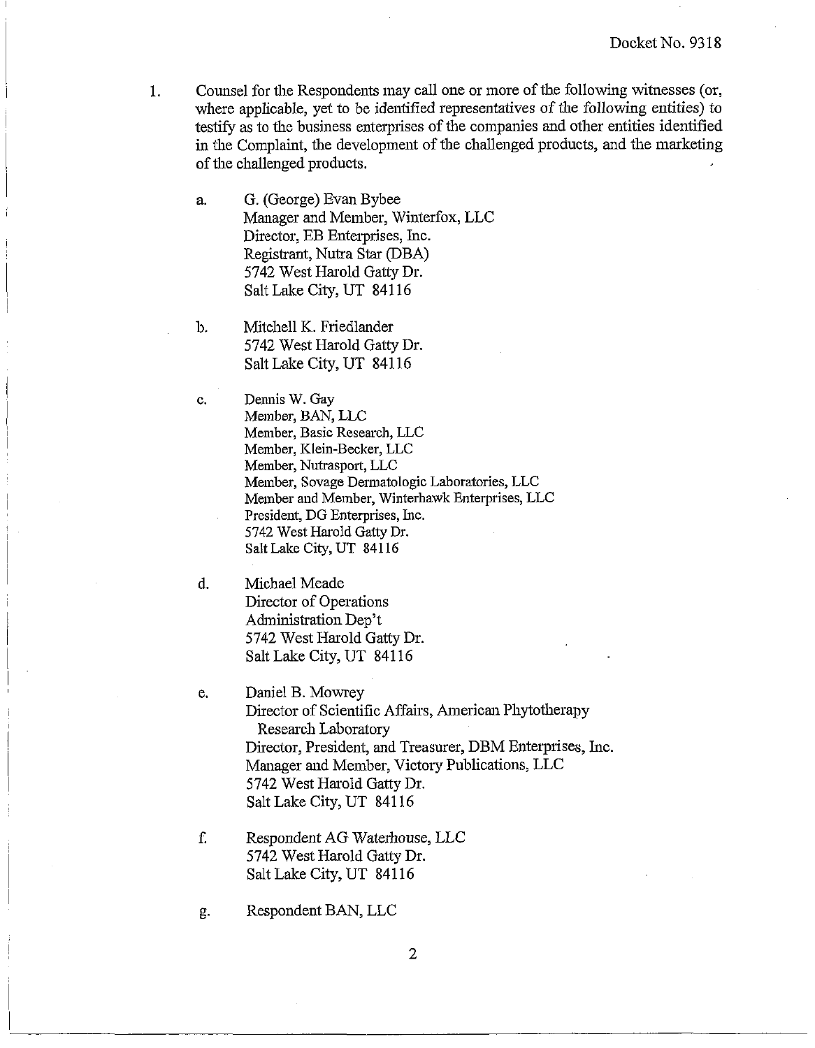1. Counsel for the Respondents may call one or more of the following witnesses (or, where applicable, yet to be identified representatives of the following entities) to testify as to the business enterprises of the companies and other entities identified in the Complaint, the development of the challenged products, and the marketing of the challenged products.

   a. G. (George) Evan Bybee
   Manager and Member, Winterfox, LLC
   Director, EB Enterprises, Inc.
   Registrant, Nutra Star (DBA)
   5742 West Harold Gatty Dr.
   Salt Lake City, UT 84116

   b. Mitchell K. Friedlander
   5742 West Harold Gatty Dr.
   Salt Lake City, UT 84116

   c. Dennis W. Gay
   Member, BAN, LLC
   Member, Basic Research, LLC
   Member, Klein-Becker, LLC
   Member, Nutrasport, LLC
   Member, Sovage Dermatologic Laboratories, LLC
   Member and Member, Winterhawk Enterprises, LLC
   President, DG Enterprises, Inc.
   5742 West Harold Gatty Dr.
   Salt Lake City, UT 84116

   d. Michael Meade
   Director of Operations
   Administration Dep't
   5742 West Harold Gatty Dr.
   Salt Lake City, UT 84116

   e. Daniel B. Mowrey
   Director of Scientific Affairs, American Phytotherapy Research Laboratory
   Director, President, and Treasurer, DBM Enterprises, Inc.
   Manager and Member, Victory Publications, LLC
   5742 West Harold Gatty Dr.
   Salt Lake City, UT 84116

   f. Respondent AG Waterhouse, LLC
   5742 West Harold Gatty Dr.
   Salt Lake City, UT 84116

   g. Respondent BAN, LLC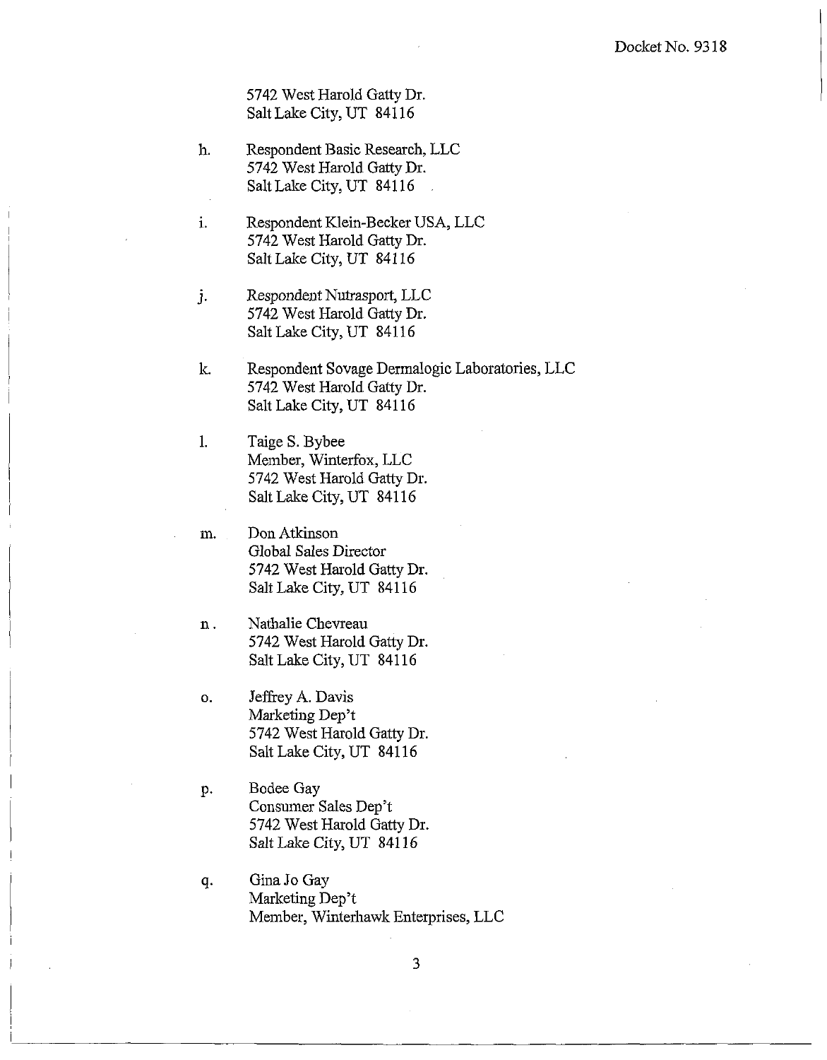5742 West Harold Gatty Dr.
Salt Lake City, UT 84116

h. Respondent Basic Research, LLC
5742 West Harold Gatty Dr.
Salt Lake City, UT 84116

i. Respondent Klein-Becker USA, LLC
5742 West Harold Gatty Dr.
Salt Lake City, UT 84116

j. Respondent Nutrasport, LLC
5742 West Harold Gatty Dr.
Salt Lake City, UT 84116

k. Respondent Sovage Dermalogic Laboratories, LLC
5742 West Harold Gatty Dr.
Salt Lake City, UT 84116

l. Taige S. Bybee
Member, Winterfox, LLC
5742 West Harold Gatty Dr.
Salt Lake City, UT 84116

m. Don Atkinson
Global Sales Director
5742 West Harold Gatty Dr.
Salt Lake City, UT 84116

n. Nathalie Chevreau
5742 West Harold Gatty Dr.
Salt Lake City, UT 84116

o. Jeffrey A. Davis
Marketing Dep't
5742 West Harold Gatty Dr.
Salt Lake City, UT 84116

p. Bodee Gay
Consumer Sales Dep't
5742 West Harold Gatty Dr.
Salt Lake City, UT 84116

q. Gina Jo Gay
Marketing Dep't
Member, Winterhawk Enterprises, LLC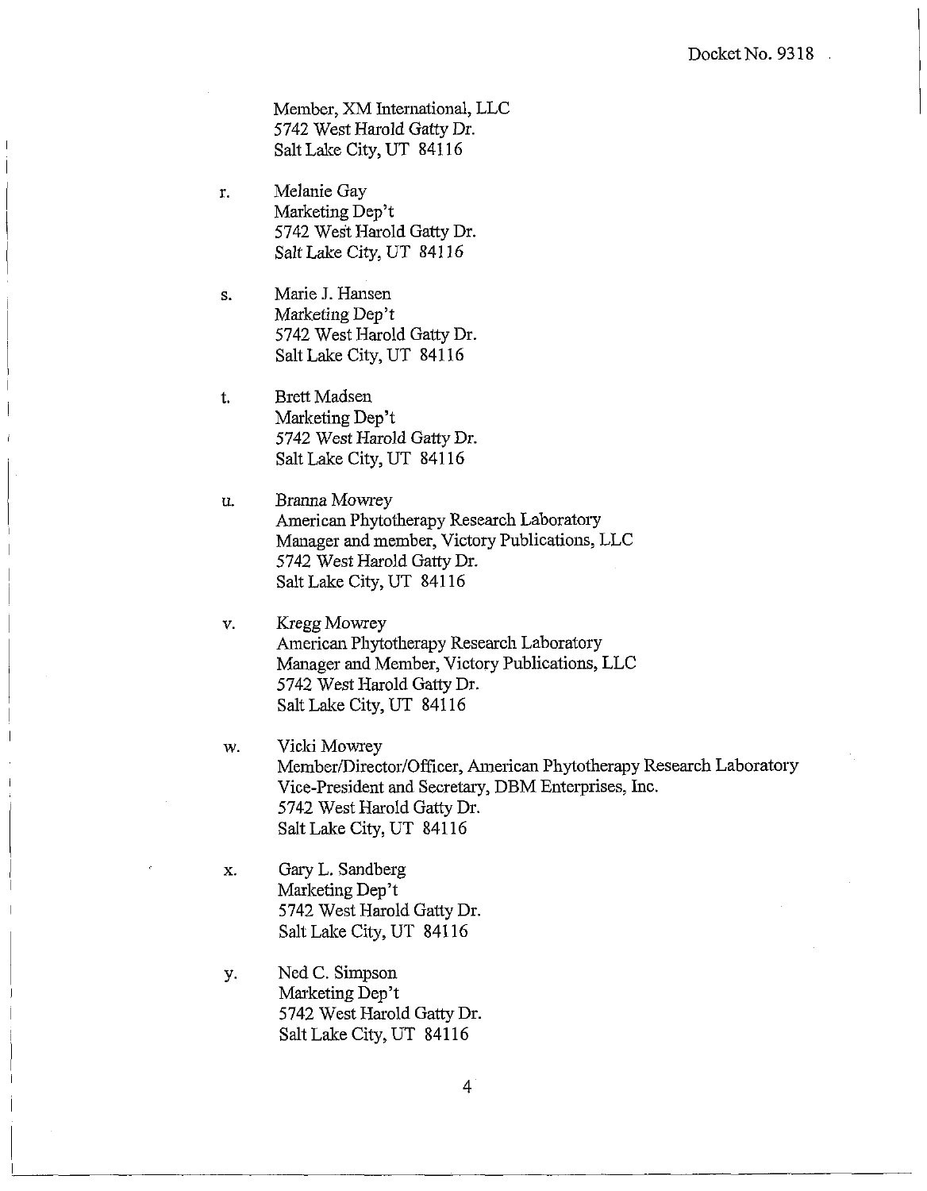Member, XM International, LLC
5742 West Harold Gatty Dr.
Salt Lake City, UT 84116

r. Melanie Gay
Marketing Dep't
5742 West Harold Gatty Dr.
Salt Lake City, UT 84116

s. Marie J. Hansen
Marketing Dep't
5742 West Harold Gatty Dr.
Salt Lake City, UT 84116

t. Brett Madsen
Marketing Dep't
5742 West Harold Gatty Dr.
Salt Lake City, UT 84116

u. Branna Mowrey
American Phytotherapy Research Laboratory
Manager and member, Victory Publications, LLC
5742 West Harold Gatty Dr.
Salt Lake City, UT 84116

v. Kregg Mowrey
American Phytotherapy Research Laboratory
Manager and Member, Victory Publications, LLC
5742 West Harold Gatty Dr.
Salt Lake City, UT 84116

w. Vicki Mowrey
Member/Director/Officer, American Phytotherapy Research Laboratory
Vice-President and Secretary, DBM Enterprises, Inc.
5742 West Harold Gatty Dr.
Salt Lake City, UT 84116

x. Gary L. Sandberg
Marketing Dep't
5742 West Harold Gatty Dr.
Salt Lake City, UT 84116

y. Ned C. Simpson
Marketing Dep't
5742 West Harold Gatty Dr.
Salt Lake City, UT 84116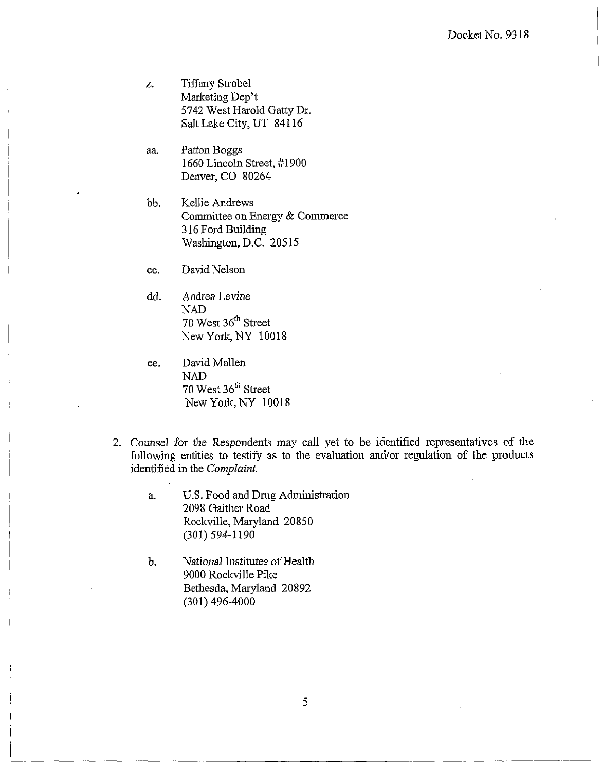z. Tiffany Strobel
   Marketing Dep't
   5742 West Harold Gatty Dr.
   Salt Lake City, UT 84116

aa. Patton Boggs
   1660 Lincoln Street, #1900
   Denver, CO 80264

bb. Kellie Andrews
   Committee on Energy & Commerce
   316 Ford Building
   Washington, D.C. 20515

cc. David Nelson

dd. Andrea Levine
   NAD
   70 West 36th Street
   New York, NY 10018

ee. David Mallen
   NAD
   70 West 36th Street
   New York, NY 10018

2. Counsel for the Respondents may call yet to be identified representatives of the following entities to testify as to the evaluation and/or regulation of the products identified in the *Complaint.*

   a. U.S. Food and Drug Administration
      2098 Gaither Road
      Rockville, Maryland 20850
      (301) 594-1190

   b. National Institutes of Health
      9000 Rockville Pike
      Bethesda, Maryland 20892
      (301) 496-4000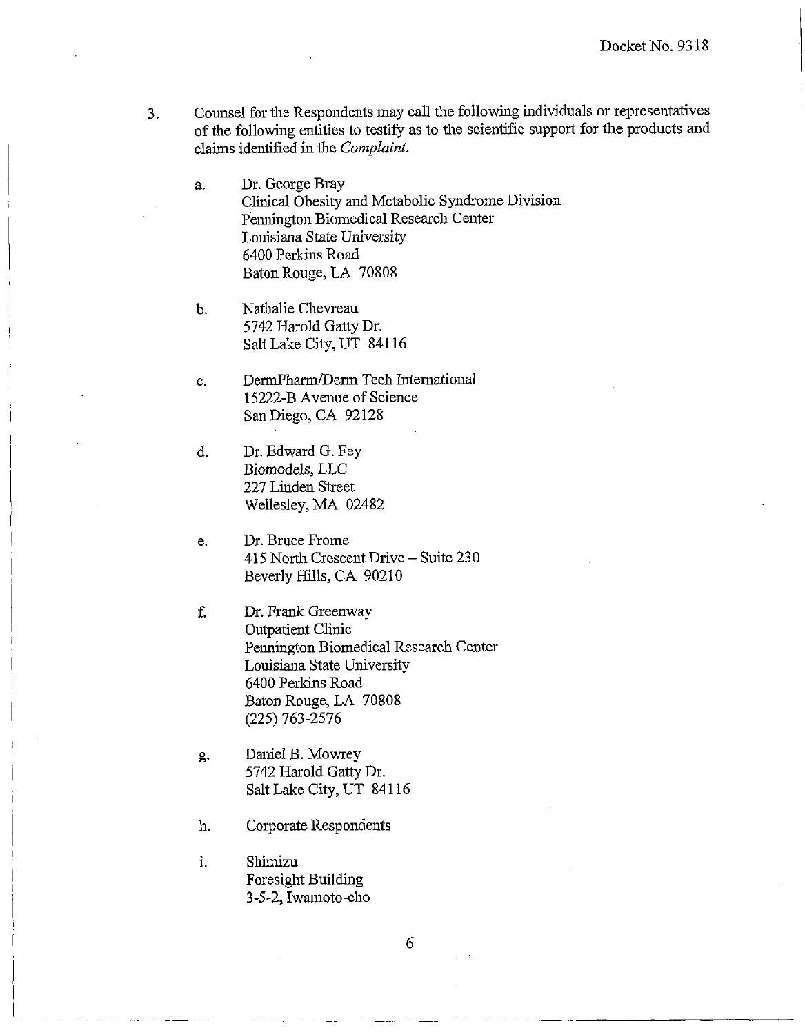3. Counsel for the Respondents may call the following individuals or representatives of the following entities to testify as to the scientific support for the products and claims identified in the *Complaint*.

   a. Dr. George Bray
   Clinical Obesity and Metabolic Syndrome Division
   Pennington Biomedical Research Center
   Louisiana State University
   6400 Perkins Road
   Baton Rouge, LA 70808

   b. Nathalie Chevreau
   5742 Harold Gatty Dr.
   Salt Lake City, UT 84116

   c. DermPharm/Derm Tech International
   15222-B Avenue of Science
   San Diego, CA 92128

   d. Dr. Edward G. Fey
   Biomodels, LLC
   227 Linden Street
   Wellesley, MA 02482

   e. Dr. Bruce Frome
   415 North Crescent Drive – Suite 230
   Beverly Hills, CA 90210

   f. Dr. Frank Greenway
   Outpatient Clinic
   Pennington Biomedical Research Center
   Louisiana State University
   6400 Perkins Road
   Baton Rouge, LA 70808
   (225) 763-2576

   g. Daniel B. Mowrey
   5742 Harold Gatty Dr.
   Salt Lake City, UT 84116

   h. Corporate Respondents

   i. Shimizu
   Foresight Building
   3-5-2, Iwamoto-cho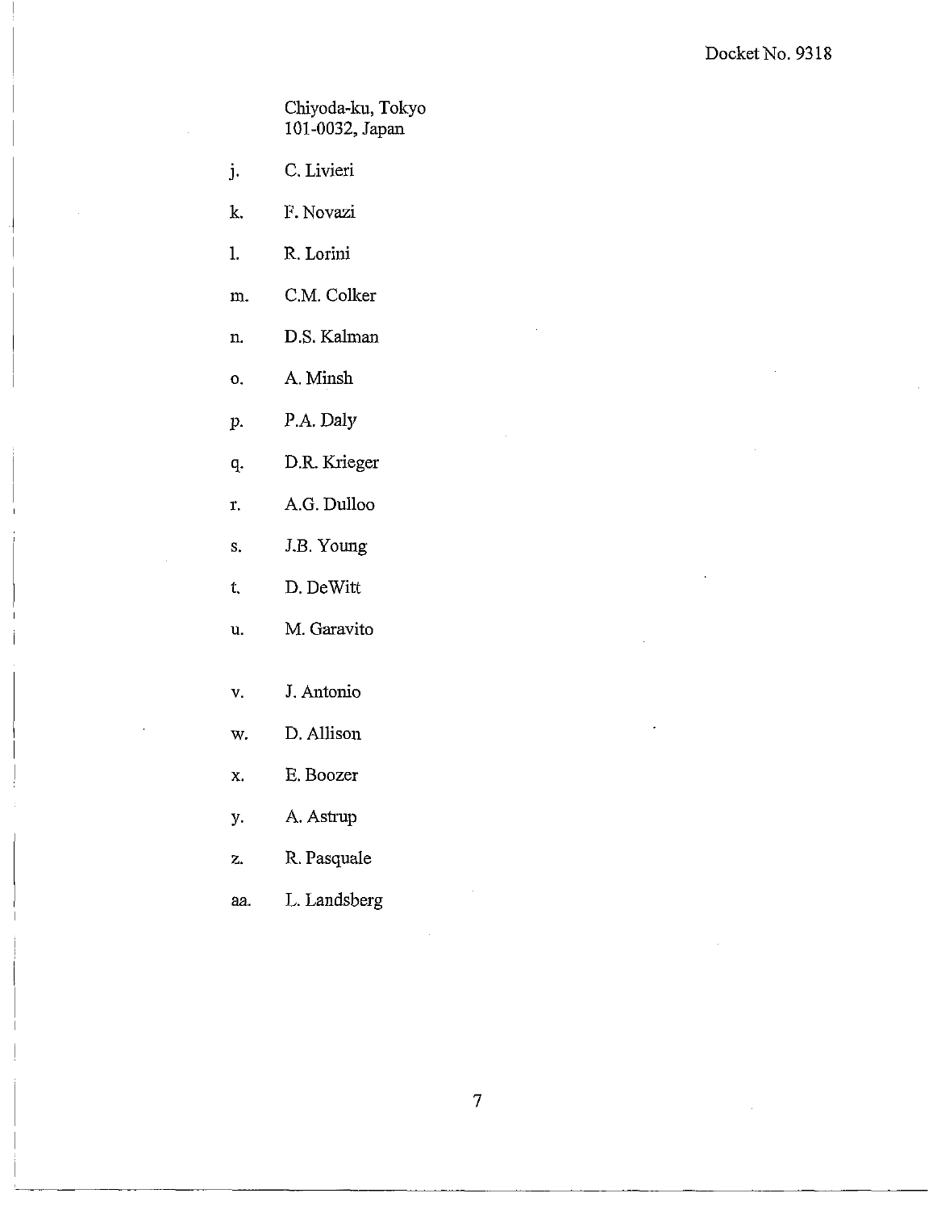Chiyoda-ku, Tokyo
101-0032, Japan

j. C. Livieri

k. F. Novazi

l. R. Lorini

m. C.M. Colker

n. D.S. Kalman

o. A. Minsh

p. P.A. Daly

q. D.R. Krieger

r. A.G. Dulloo

s. J.B. Young

t. D. DeWitt

u. M. Garavito

v. J. Antonio

w. D. Allison

x. E. Boozer

y. A. Astrup

z. R. Pasquale

aa. L. Landsberg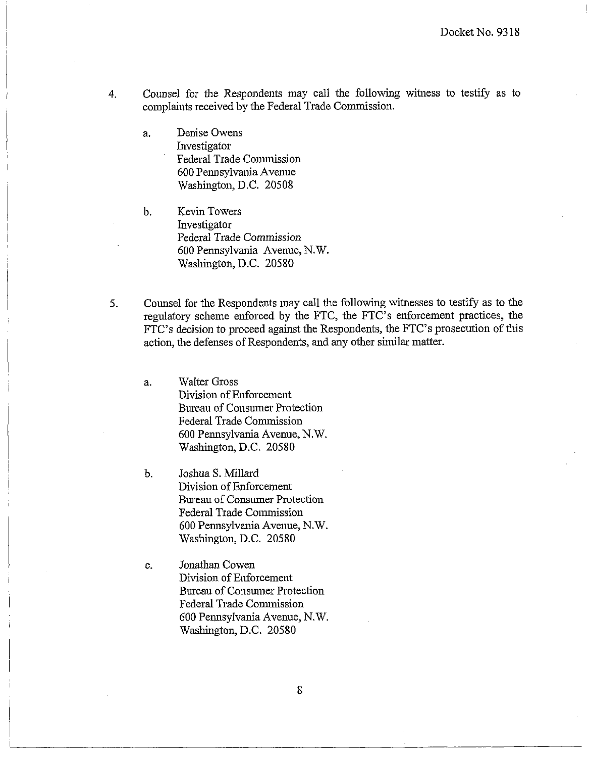4. Counsel for the Respondents may call the following witness to testify as to complaints received by the Federal Trade Commission.

   a. Denise Owens
      Investigator
      Federal Trade Commission
      600 Pennsylvania Avenue
      Washington, D.C. 20508

   b. Kevin Towers
      Investigator
      Federal Trade Commission
      600 Pennsylvania Avenue, N.W.
      Washington, D.C. 20580

5. Counsel for the Respondents may call the following witnesses to testify as to the regulatory scheme enforced by the FTC, the FTC's enforcement practices, the FTC's decision to proceed against the Respondents, the FTC's prosecution of this action, the defenses of Respondents, and any other similar matter.

   a. Walter Gross
      Division of Enforcement
      Bureau of Consumer Protection
      Federal Trade Commission
      600 Pennsylvania Avenue, N.W.
      Washington, D.C. 20580

   b. Joshua S. Millard
      Division of Enforcement
      Bureau of Consumer Protection
      Federal Trade Commission
      600 Pennsylvania Avenue, N.W.
      Washington, D.C. 20580

   c. Jonathan Cowen
      Division of Enforcement
      Bureau of Consumer Protection
      Federal Trade Commission
      600 Pennsylvania Avenue, N.W.
      Washington, D.C. 20580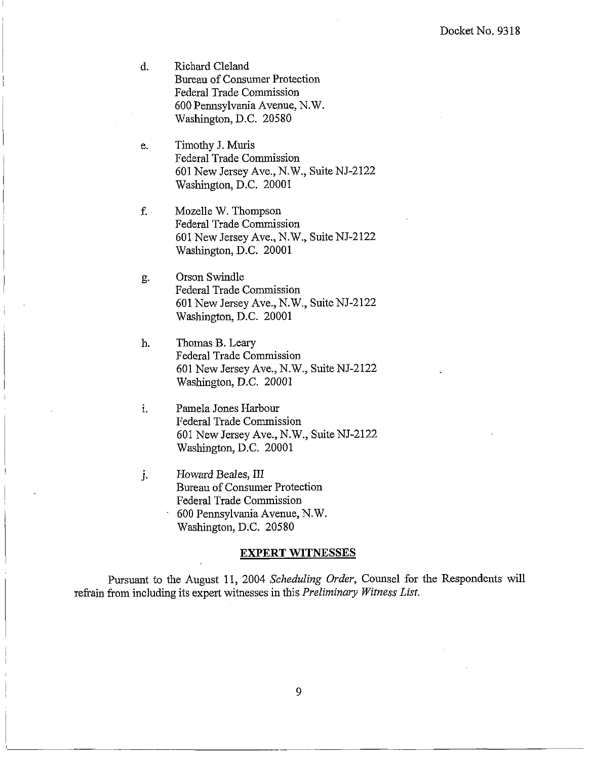d. Richard Cleland
Bureau of Consumer Protection
Federal Trade Commission
600 Pennsylvania Avenue, N.W.
Washington, D.C. 20580

e. Timothy J. Muris
Federal Trade Commission
601 New Jersey Ave., N.W., Suite NJ-2122
Washington, D.C. 20001

f. Mozelle W. Thompson
Federal Trade Commission
601 New Jersey Ave., N.W., Suite NJ-2122
Washington, D.C. 20001

g. Orson Swindle
Federal Trade Commission
601 New Jersey Ave., N.W., Suite NJ-2122
Washington, D.C. 20001

h. Thomas B. Leary
Federal Trade Commission
601 New Jersey Ave., N.W., Suite NJ-2122
Washington, D.C. 20001

i. Pamela Jones Harbour
Federal Trade Commission
601 New Jersey Ave., N.W., Suite NJ-2122
Washington, D.C. 20001

j. Howard Beales, III
Bureau of Consumer Protection
Federal Trade Commission
600 Pennsylvania Avenue, N.W.
Washington, D.C. 20580

## EXPERT WITNESSES

Pursuant to the August 11, 2004 *Scheduling Order*, Counsel for the Respondents will refrain from including its expert witnesses in this *Preliminary Witness List*.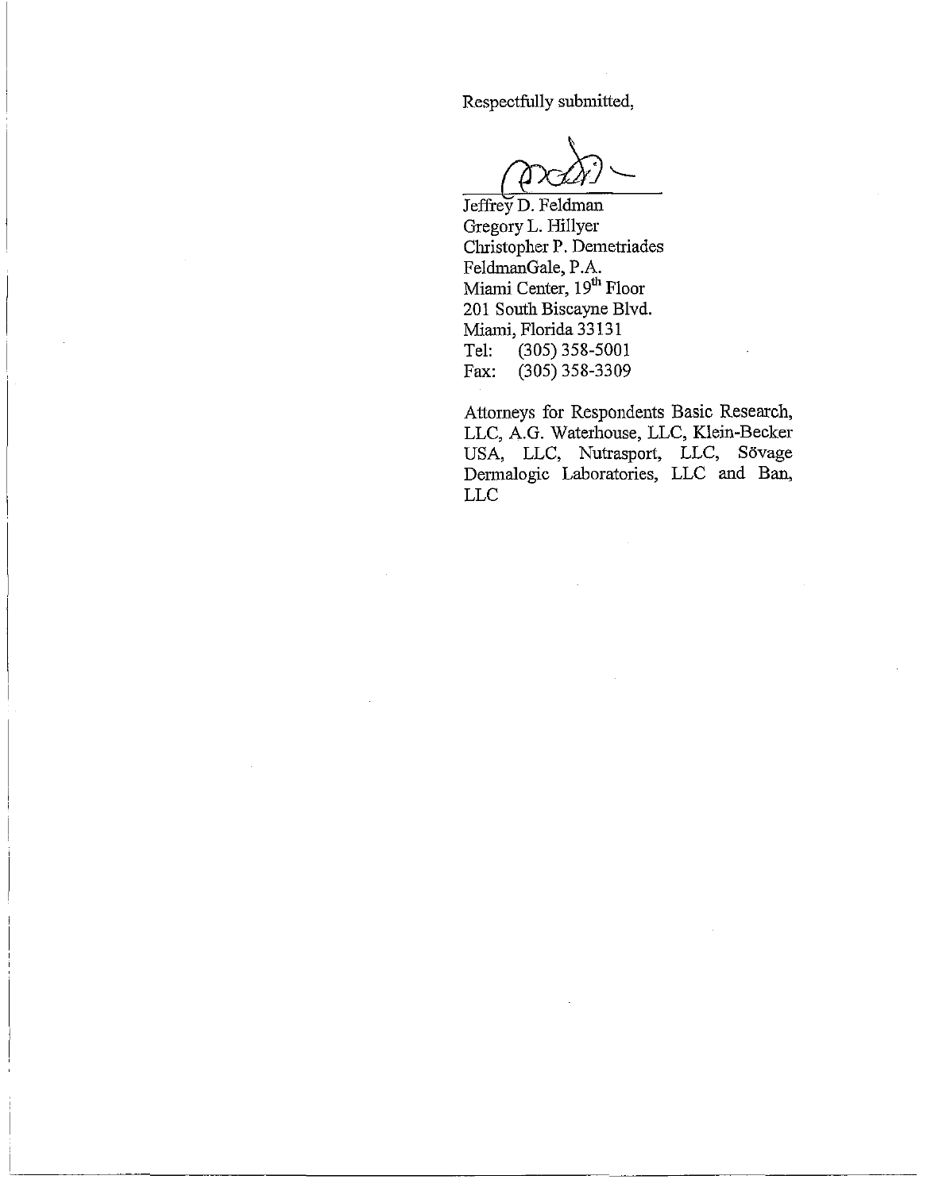Respectfully submitted,

Jeffrey D. Feldman
Gregory L. Hillyer
Christopher P. Demetriades
FeldmanGale, P.A.
Miami Center, 19th Floor
201 South Biscayne Blvd.
Miami, Florida 33131
Tel: (305) 358-5001
Fax: (305) 358-3309

Attorneys for Respondents Basic Research, LLC, A.G. Waterhouse, LLC, Klein-Becker USA, LLC, Nutrasport, LLC, Sövage Dermalogic Laboratories, LLC and Ban, LLC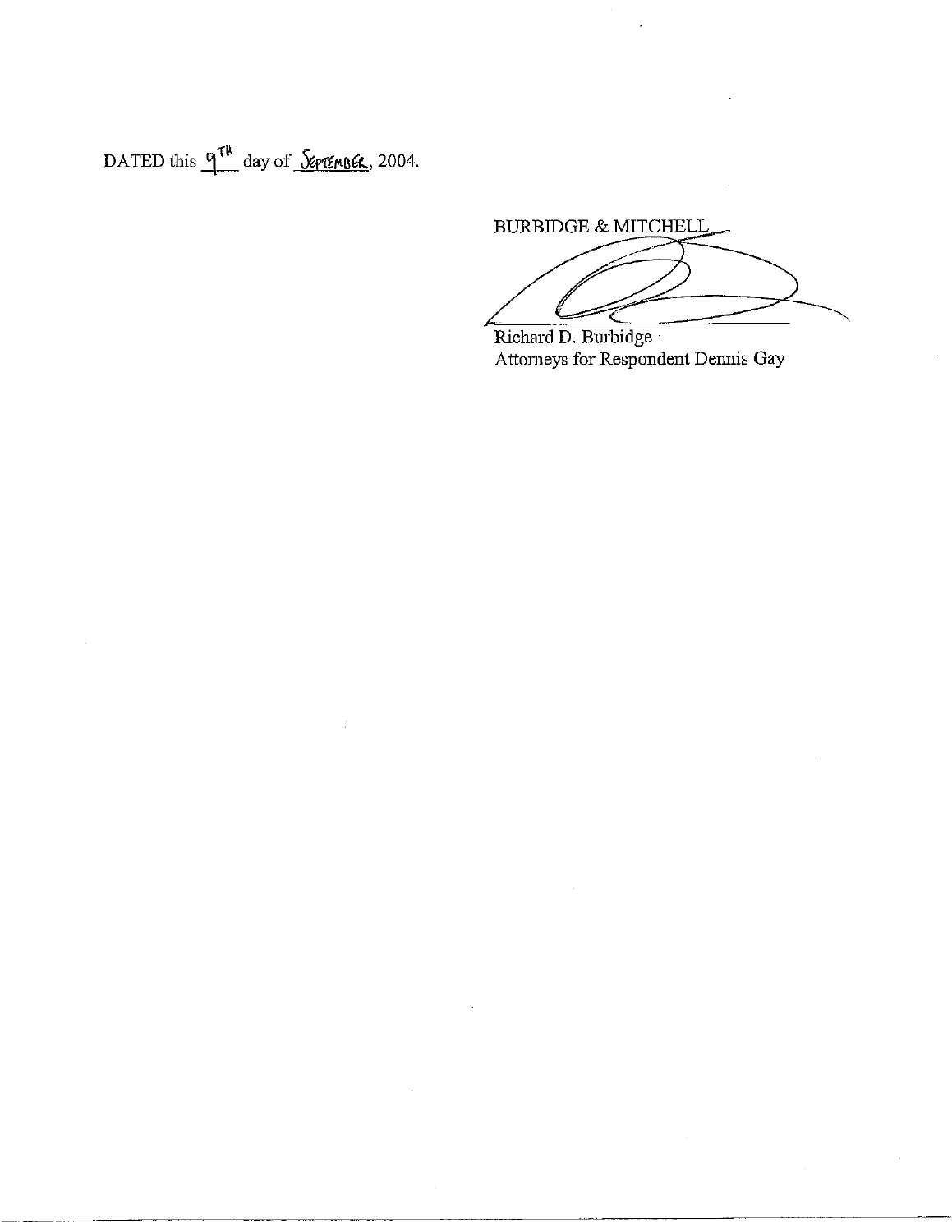DATED this 9TH day of SEPTEMBER, 2004.

BURBIDGE & MITCHELL

Richard D. Burbidge
Attorneys for Respondent Dennis Gay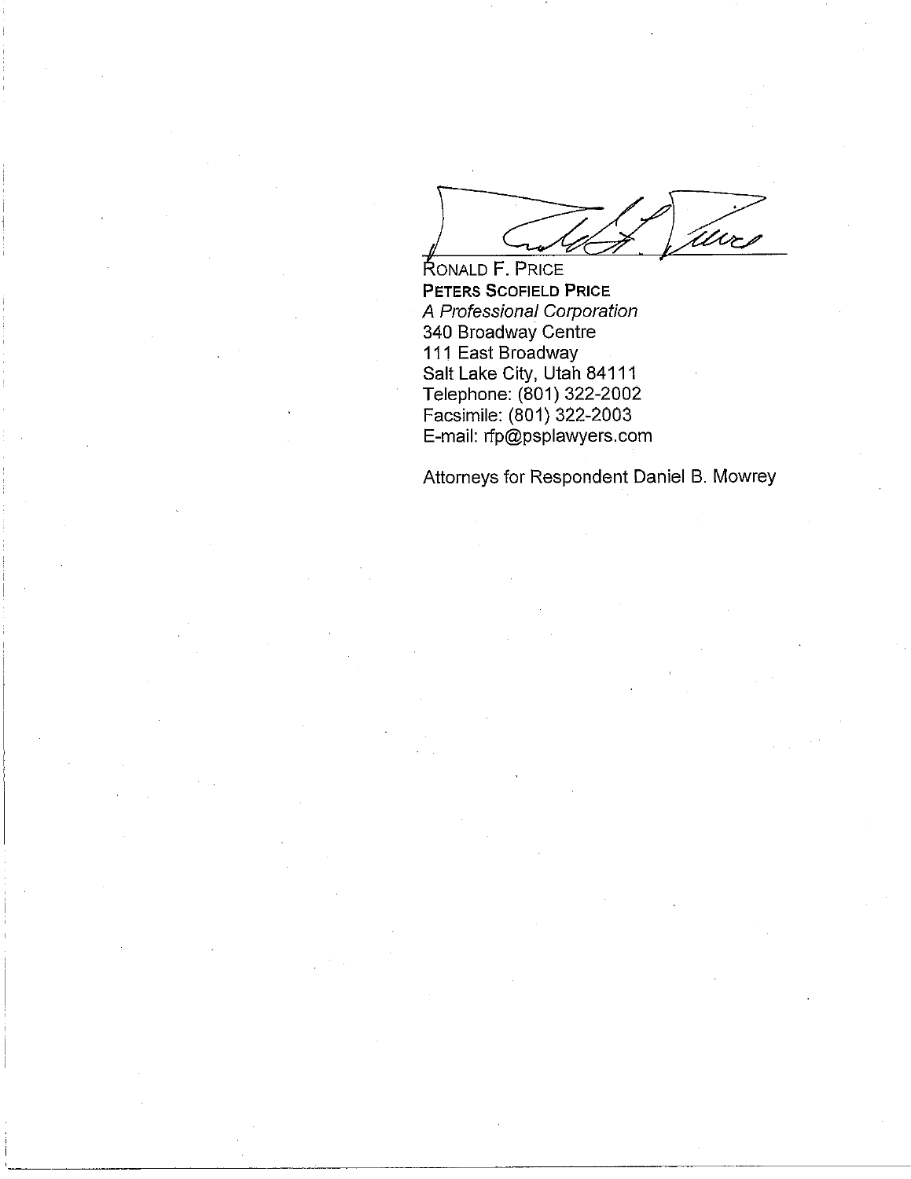RONALD F. PRICE
**PETERS SCOFIELD PRICE**
*A Professional Corporation*
340 Broadway Centre
111 East Broadway
Salt Lake City, Utah 84111
Telephone: (801) 322-2002
Facsimile: (801) 322-2003
E-mail: rfp@psplawyers.com

Attorneys for Respondent Daniel B. Mowrey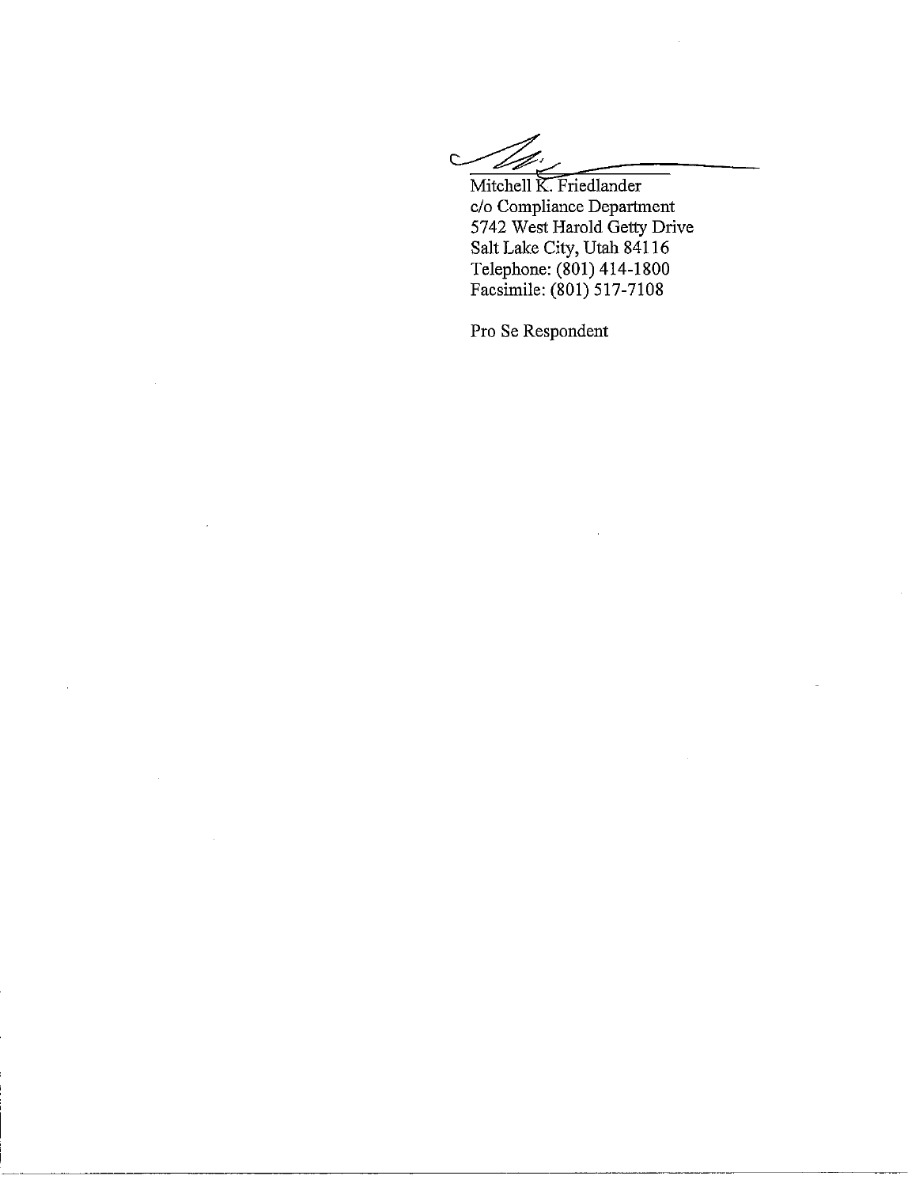Mitchell K. Friedlander
c/o Compliance Department
5742 West Harold Getty Drive
Salt Lake City, Utah 84116
Telephone: (801) 414-1800
Facsimile: (801) 517-7108

Pro Se Respondent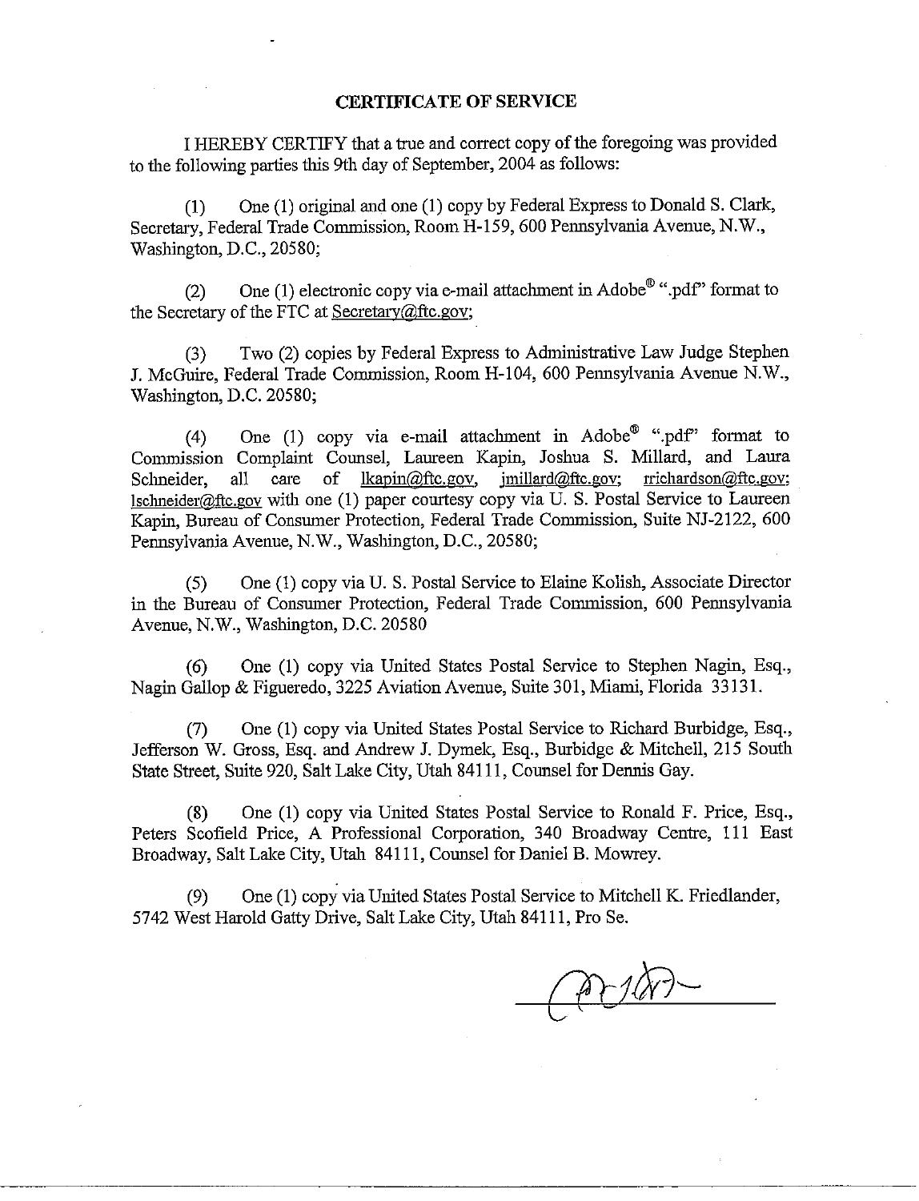## CERTIFICATE OF SERVICE

I HEREBY CERTIFY that a true and correct copy of the foregoing was provided to the following parties this 9th day of September, 2004 as follows:

(1) One (1) original and one (1) copy by Federal Express to Donald S. Clark, Secretary, Federal Trade Commission, Room H-159, 600 Pennsylvania Avenue, N.W., Washington, D.C., 20580;

(2) One (1) electronic copy via e-mail attachment in Adobe® ".pdf" format to the Secretary of the FTC at Secretary@ftc.gov;

(3) Two (2) copies by Federal Express to Administrative Law Judge Stephen J. McGuire, Federal Trade Commission, Room H-104, 600 Pennsylvania Avenue N.W., Washington, D.C. 20580;

(4) One (1) copy via e-mail attachment in Adobe® ".pdf" format to Commission Complaint Counsel, Laureen Kapin, Joshua S. Millard, and Laura Schneider, all care of lkapin@ftc.gov, jmillard@ftc.gov; rrichardson@ftc.gov; lschneider@ftc.gov with one (1) paper courtesy copy via U. S. Postal Service to Laureen Kapin, Bureau of Consumer Protection, Federal Trade Commission, Suite NJ-2122, 600 Pennsylvania Avenue, N.W., Washington, D.C., 20580;

(5) One (1) copy via U. S. Postal Service to Elaine Kolish, Associate Director in the Bureau of Consumer Protection, Federal Trade Commission, 600 Pennsylvania Avenue, N.W., Washington, D.C. 20580

(6) One (1) copy via United States Postal Service to Stephen Nagin, Esq., Nagin Gallop & Figueredo, 3225 Aviation Avenue, Suite 301, Miami, Florida 33131.

(7) One (1) copy via United States Postal Service to Richard Burbidge, Esq., Jefferson W. Gross, Esq. and Andrew J. Dymek, Esq., Burbidge & Mitchell, 215 South State Street, Suite 920, Salt Lake City, Utah 84111, Counsel for Dennis Gay.

(8) One (1) copy via United States Postal Service to Ronald F. Price, Esq., Peters Scofield Price, A Professional Corporation, 340 Broadway Centre, 111 East Broadway, Salt Lake City, Utah 84111, Counsel for Daniel B. Mowrey.

(9) One (1) copy via United States Postal Service to Mitchell K. Friedlander, 5742 West Harold Gatty Drive, Salt Lake City, Utah 84111, Pro Se.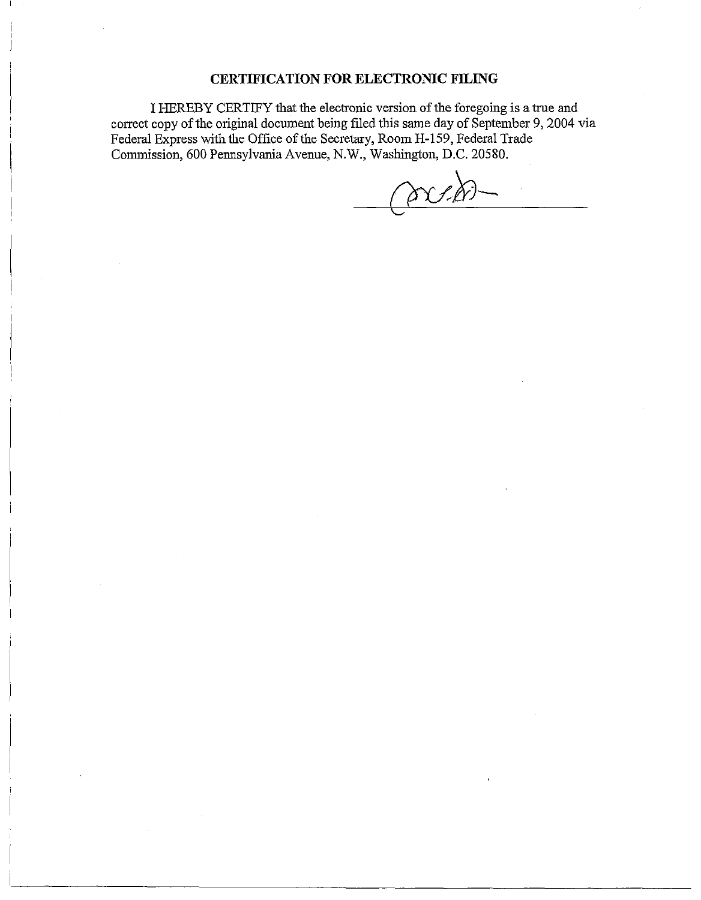## CERTIFICATION FOR ELECTRONIC FILING

I HEREBY CERTIFY that the electronic version of the foregoing is a true and correct copy of the original document being filed this same day of September 9, 2004 via Federal Express with the Office of the Secretary, Room H-159, Federal Trade Commission, 600 Pennsylvania Avenue, N.W., Washington, D.C. 20580.

\_\_\_\_\_\_\_\_\_\_\_\_\_\_\_\_\_\_\_\_\_\_\_\_\_\_\_\_\_\_